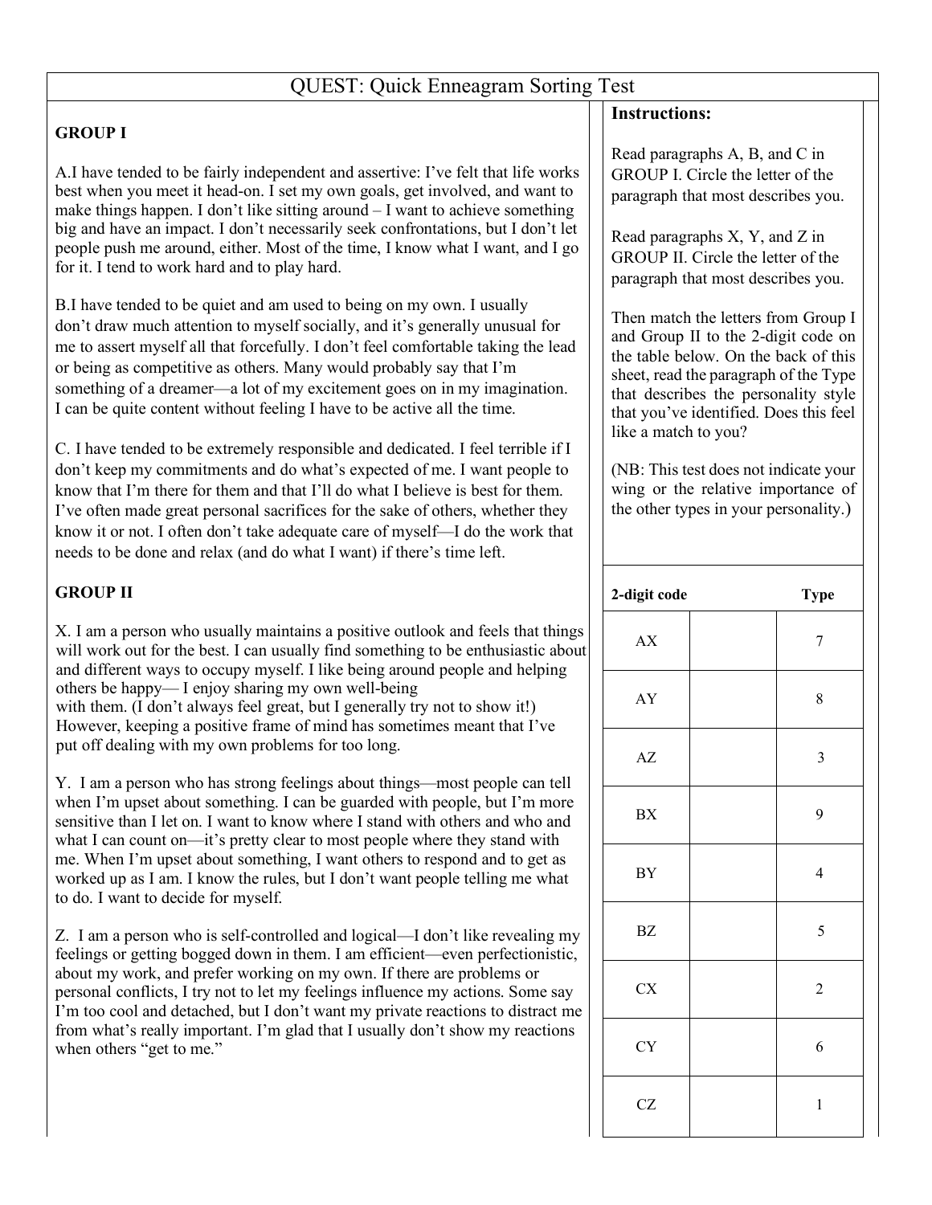# QUEST: Quick Enneagram Sorting Test

**GROUP I**

A. I have tended to be fairly independent and assertive: I've felt that life works best when you meet it head-on. I set my own goals, get involved, and want to make things happen. I don't like sitting around – I want to achieve something big and have an impact. I don't necessarily seek confrontations, but I don't let people push me around, either. Most of the time, I know what I want, and I go for it. I tend to work hard and to play hard.

B. I have tended to be quiet and am used to being on my own. I usually don't draw much attention to myself socially, and it's generally unusual for me to assert myself all that forcefully. I don't feel comfortable taking the lead or being as competitive as others. Many would probably say that I'm something of a dreamer—a lot of my excitement goes on in my imagination. I can be quite content without feeling I have to be active all the time.

C. I have tended to be extremely responsible and dedicated. I feel terrible if I don't keep my commitments and do what's expected of me. I want people to know that I'm there for them and that I'll do what I believe is best for them. I've often made great personal sacrifices for the sake of others, whether they know it or not. I often don't take adequate care of myself—I do the work that needs to be done and relax (and do what I want) if there's time left.

**GROUP II**

X. I am a person who usually maintains a positive outlook and feels that things will work out for the best. I can usually find something to be enthusiastic about and different ways to occupy myself. I like being around people and helping others be happy— I enjoy sharing my own well-being with them. (I don't always feel great, but I generally try not to show it!) However, keeping a positive frame of mind has sometimes meant that I've put off dealing with my own problems for too long.

Y. I am a person who has strong feelings about things—most people can tell when I'm upset about something. I can be guarded with people, but I'm more sensitive than I let on. I want to know where I stand with others and who and what I can count on—it's pretty clear to most people where they stand with me. When I'm upset about something, I want others to respond and to get as worked up as I am. I know the rules, but I don't want people telling me what to do. I want to decide for myself.

Z. I am a person who is self-controlled and logical—I don't like revealing my feelings or getting bogged down in them. I am efficient—even perfectionistic, about my work, and prefer working on my own. If there are problems or personal conflicts, I try not to let my feelings influence my actions. Some say I'm too cool and detached, but I don't want my private reactions to distract me from what's really important. I'm glad that I usually don't show my reactions when others "get to me."

**Instructions:**

Read paragraphs A, B, and C in GROUP I. Circle the letter of the paragraph that most describes you.

Read paragraphs X, Y, and Z in GROUP II. Circle the letter of the paragraph that most describes you.

Then match the letters from Group I and Group II to the 2-digit code on the table below. On the back of this sheet, read the paragraph of the Type that describes the personality style that you've identified. Does this feel like a match to you?

(NB: This test does not indicate your wing or the relative importance of the other types in your personality.)

| 2-digit code | | Type |
|---|---|---|
| AX | | 7 |
| AY | | 8 |
| AZ | | 3 |
| BX | | 9 |
| BY | | 4 |
| BZ | | 5 |
| CX | | 2 |
| CY | | 6 |
| CZ | | 1 |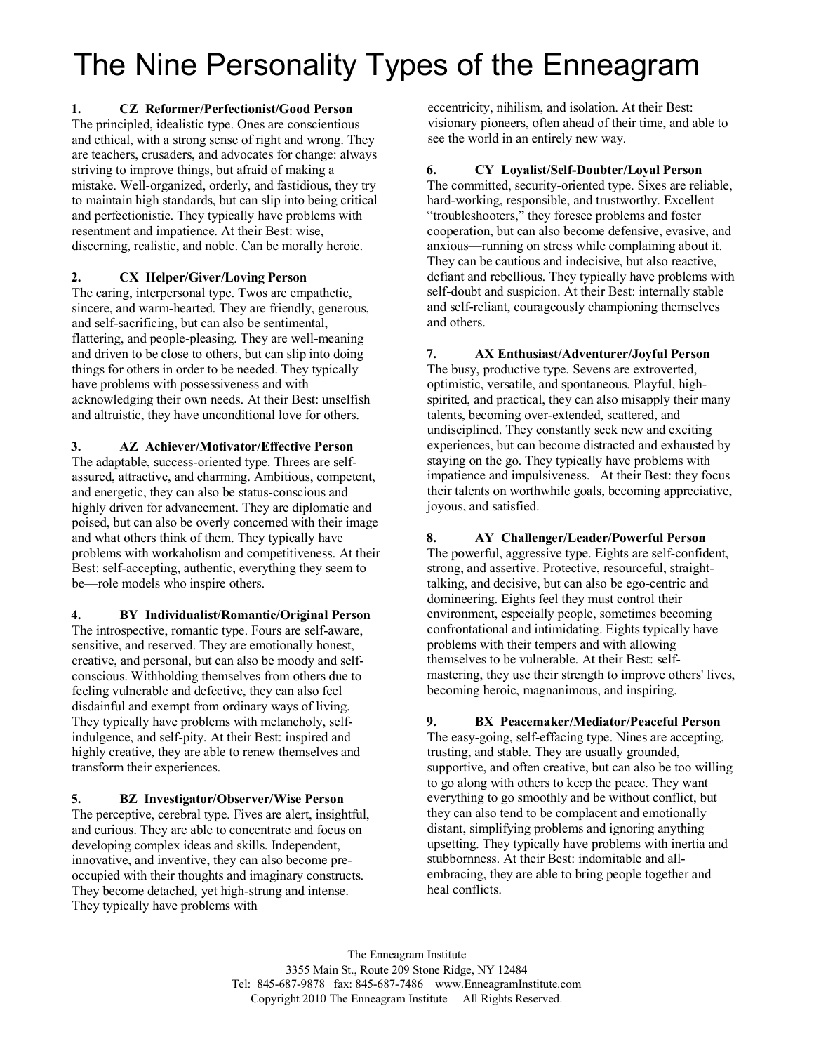# The Nine Personality Types of the Enneagram

**1. CZ Reformer/Perfectionist/Good Person**
The principled, idealistic type. Ones are conscientious and ethical, with a strong sense of right and wrong. They are teachers, crusaders, and advocates for change: always striving to improve things, but afraid of making a mistake. Well-organized, orderly, and fastidious, they try to maintain high standards, but can slip into being critical and perfectionistic. They typically have problems with resentment and impatience. At their Best: wise, discerning, realistic, and noble. Can be morally heroic.

**2. CX Helper/Giver/Loving Person**
The caring, interpersonal type. Twos are empathetic, sincere, and warm-hearted. They are friendly, generous, and self-sacrificing, but can also be sentimental, flattering, and people-pleasing. They are well-meaning and driven to be close to others, but can slip into doing things for others in order to be needed. They typically have problems with possessiveness and with acknowledging their own needs. At their Best: unselfish and altruistic, they have unconditional love for others.

**3. AZ Achiever/Motivator/Effective Person**
The adaptable, success-oriented type. Threes are self-assured, attractive, and charming. Ambitious, competent, and energetic, they can also be status-conscious and highly driven for advancement. They are diplomatic and poised, but can also be overly concerned with their image and what others think of them. They typically have problems with workaholism and competitiveness. At their Best: self-accepting, authentic, everything they seem to be—role models who inspire others.

**4. BY Individualist/Romantic/Original Person**
The introspective, romantic type. Fours are self-aware, sensitive, and reserved. They are emotionally honest, creative, and personal, but can also be moody and self-conscious. Withholding themselves from others due to feeling vulnerable and defective, they can also feel disdainful and exempt from ordinary ways of living. They typically have problems with melancholy, self-indulgence, and self-pity. At their Best: inspired and highly creative, they are able to renew themselves and transform their experiences.

**5. BZ Investigator/Observer/Wise Person**
The perceptive, cerebral type. Fives are alert, insightful, and curious. They are able to concentrate and focus on developing complex ideas and skills. Independent, innovative, and inventive, they can also become pre-occupied with their thoughts and imaginary constructs. They become detached, yet high-strung and intense. They typically have problems with eccentricity, nihilism, and isolation. At their Best: visionary pioneers, often ahead of their time, and able to see the world in an entirely new way.

**6. CY Loyalist/Self-Doubter/Loyal Person**
The committed, security-oriented type. Sixes are reliable, hard-working, responsible, and trustworthy. Excellent "troubleshooters," they foresee problems and foster cooperation, but can also become defensive, evasive, and anxious—running on stress while complaining about it. They can be cautious and indecisive, but also reactive, defiant and rebellious. They typically have problems with self-doubt and suspicion. At their Best: internally stable and self-reliant, courageously championing themselves and others.

**7. AX Enthusiast/Adventurer/Joyful Person**
The busy, productive type. Sevens are extroverted, optimistic, versatile, and spontaneous. Playful, high-spirited, and practical, they can also misapply their many talents, becoming over-extended, scattered, and undisciplined. They constantly seek new and exciting experiences, but can become distracted and exhausted by staying on the go. They typically have problems with impatience and impulsiveness. At their Best: they focus their talents on worthwhile goals, becoming appreciative, joyous, and satisfied.

**8. AY Challenger/Leader/Powerful Person**
The powerful, aggressive type. Eights are self-confident, strong, and assertive. Protective, resourceful, straight-talking, and decisive, but can also be ego-centric and domineering. Eights feel they must control their environment, especially people, sometimes becoming confrontational and intimidating. Eights typically have problems with their tempers and with allowing themselves to be vulnerable. At their Best: self-mastering, they use their strength to improve others' lives, becoming heroic, magnanimous, and inspiring.

**9. BX Peacemaker/Mediator/Peaceful Person**
The easy-going, self-effacing type. Nines are accepting, trusting, and stable. They are usually grounded, supportive, and often creative, but can also be too willing to go along with others to keep the peace. They want everything to go smoothly and be without conflict, but they can also tend to be complacent and emotionally distant, simplifying problems and ignoring anything upsetting. They typically have problems with inertia and stubbornness. At their Best: indomitable and all-embracing, they are able to bring people together and heal conflicts.

The Enneagram Institute
3355 Main St., Route 209 Stone Ridge, NY 12484
Tel: 845-687-9878 fax: 845-687-7486 www.EnneagramInstitute.com
Copyright 2010 The Enneagram Institute All Rights Reserved.